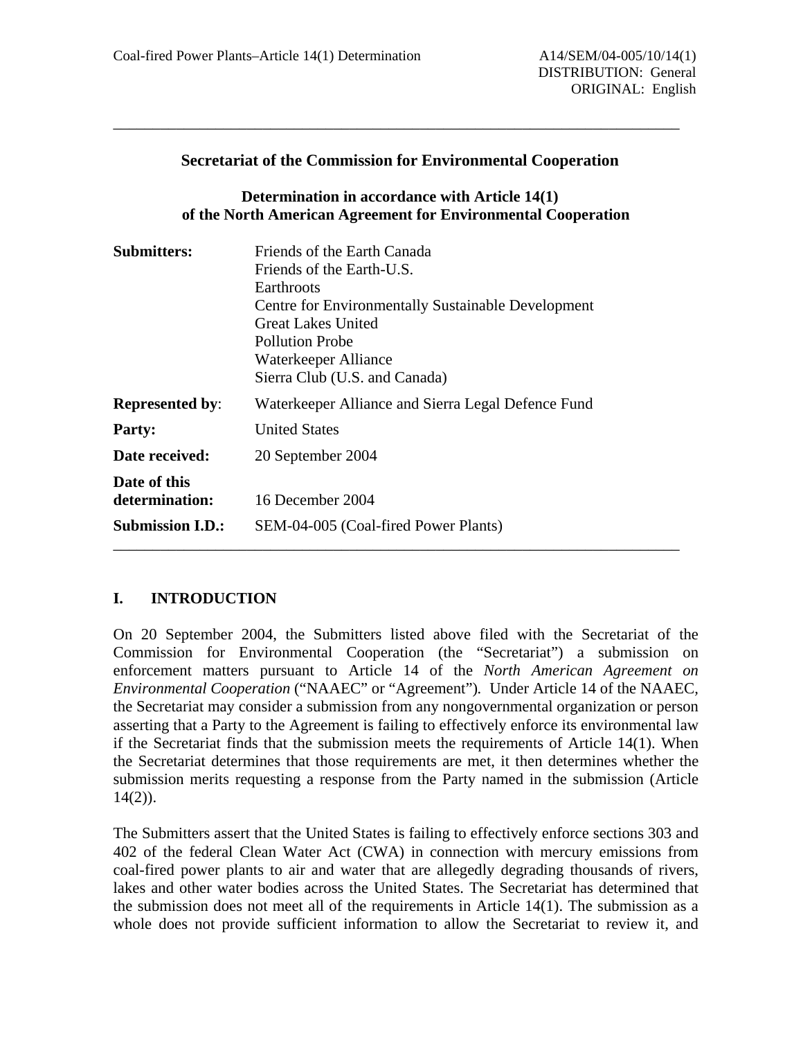Coal-fired Power Plants–Article 14(1) Determination

A14/SEM/04-005/10/14(1)
DISTRIBUTION: General
ORIGINAL: English

---

**Secretariat of the Commission for Environmental Cooperation**

**Determination in accordance with Article 14(1) of the North American Agreement for Environmental Cooperation**

| | |
|---|---|
| **Submitters:** | Friends of the Earth Canada<br>Friends of the Earth-U.S.<br>Earthroots<br>Centre for Environmentally Sustainable Development<br>Great Lakes United<br>Pollution Probe<br>Waterkeeper Alliance<br>Sierra Club (U.S. and Canada) |
| **Represented by**: | Waterkeeper Alliance and Sierra Legal Defence Fund |
| **Party:** | United States |
| **Date received:** | 20 September 2004 |
| **Date of this determination:** | 16 December 2004 |
| **Submission I.D.:** | SEM-04-005 (Coal-fired Power Plants) |

---

## I. INTRODUCTION

On 20 September 2004, the Submitters listed above filed with the Secretariat of the Commission for Environmental Cooperation (the "Secretariat") a submission on enforcement matters pursuant to Article 14 of the *North American Agreement on Environmental Cooperation* ("NAAEC" or "Agreement"). Under Article 14 of the NAAEC, the Secretariat may consider a submission from any nongovernmental organization or person asserting that a Party to the Agreement is failing to effectively enforce its environmental law if the Secretariat finds that the submission meets the requirements of Article 14(1). When the Secretariat determines that those requirements are met, it then determines whether the submission merits requesting a response from the Party named in the submission (Article 14(2)).

The Submitters assert that the United States is failing to effectively enforce sections 303 and 402 of the federal Clean Water Act (CWA) in connection with mercury emissions from coal-fired power plants to air and water that are allegedly degrading thousands of rivers, lakes and other water bodies across the United States. The Secretariat has determined that the submission does not meet all of the requirements in Article 14(1). The submission as a whole does not provide sufficient information to allow the Secretariat to review it, and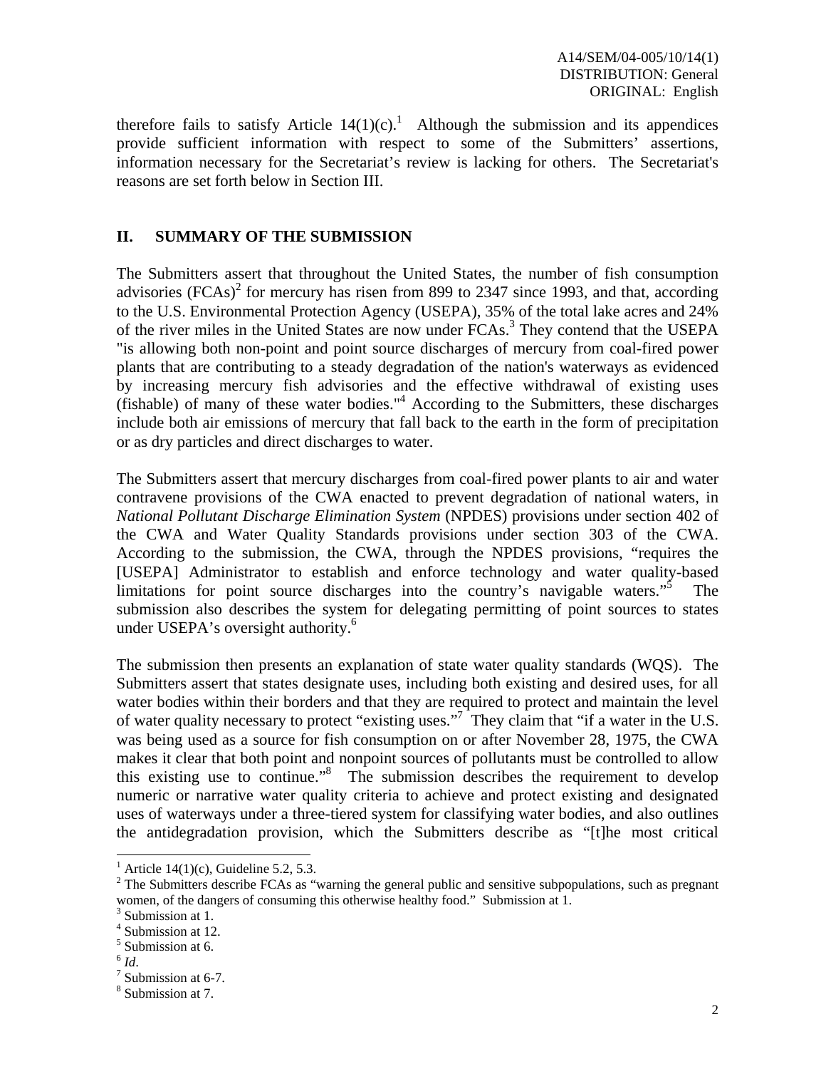therefore fails to satisfy Article 14(1)(c).[1] Although the submission and its appendices provide sufficient information with respect to some of the Submitters' assertions, information necessary for the Secretariat's review is lacking for others. The Secretariat's reasons are set forth below in Section III.

## II. SUMMARY OF THE SUBMISSION

The Submitters assert that throughout the United States, the number of fish consumption advisories (FCAs)[2] for mercury has risen from 899 to 2347 since 1993, and that, according to the U.S. Environmental Protection Agency (USEPA), 35% of the total lake acres and 24% of the river miles in the United States are now under FCAs.[3] They contend that the USEPA "is allowing both non-point and point source discharges of mercury from coal-fired power plants that are contributing to a steady degradation of the nation's waterways as evidenced by increasing mercury fish advisories and the effective withdrawal of existing uses (fishable) of many of these water bodies."[4] According to the Submitters, these discharges include both air emissions of mercury that fall back to the earth in the form of precipitation or as dry particles and direct discharges to water.

The Submitters assert that mercury discharges from coal-fired power plants to air and water contravene provisions of the CWA enacted to prevent degradation of national waters, in *National Pollutant Discharge Elimination System* (NPDES) provisions under section 402 of the CWA and Water Quality Standards provisions under section 303 of the CWA. According to the submission, the CWA, through the NPDES provisions, "requires the [USEPA] Administrator to establish and enforce technology and water quality-based limitations for point source discharges into the country's navigable waters."[5] The submission also describes the system for delegating permitting of point sources to states under USEPA's oversight authority.[6]

The submission then presents an explanation of state water quality standards (WQS). The Submitters assert that states designate uses, including both existing and desired uses, for all water bodies within their borders and that they are required to protect and maintain the level of water quality necessary to protect "existing uses."[7] They claim that "if a water in the U.S. was being used as a source for fish consumption on or after November 28, 1975, the CWA makes it clear that both point and nonpoint sources of pollutants must be controlled to allow this existing use to continue."[8] The submission describes the requirement to develop numeric or narrative water quality criteria to achieve and protect existing and designated uses of waterways under a three-tiered system for classifying water bodies, and also outlines the antidegradation provision, which the Submitters describe as "[t]he most critical

---

[1] Article 14(1)(c), Guideline 5.2, 5.3.

[2] The Submitters describe FCAs as "warning the general public and sensitive subpopulations, such as pregnant women, of the dangers of consuming this otherwise healthy food." Submission at 1.

[3] Submission at 1.

[4] Submission at 12.

[5] Submission at 6.

[6] *Id*.

[7] Submission at 6-7.

[8] Submission at 7.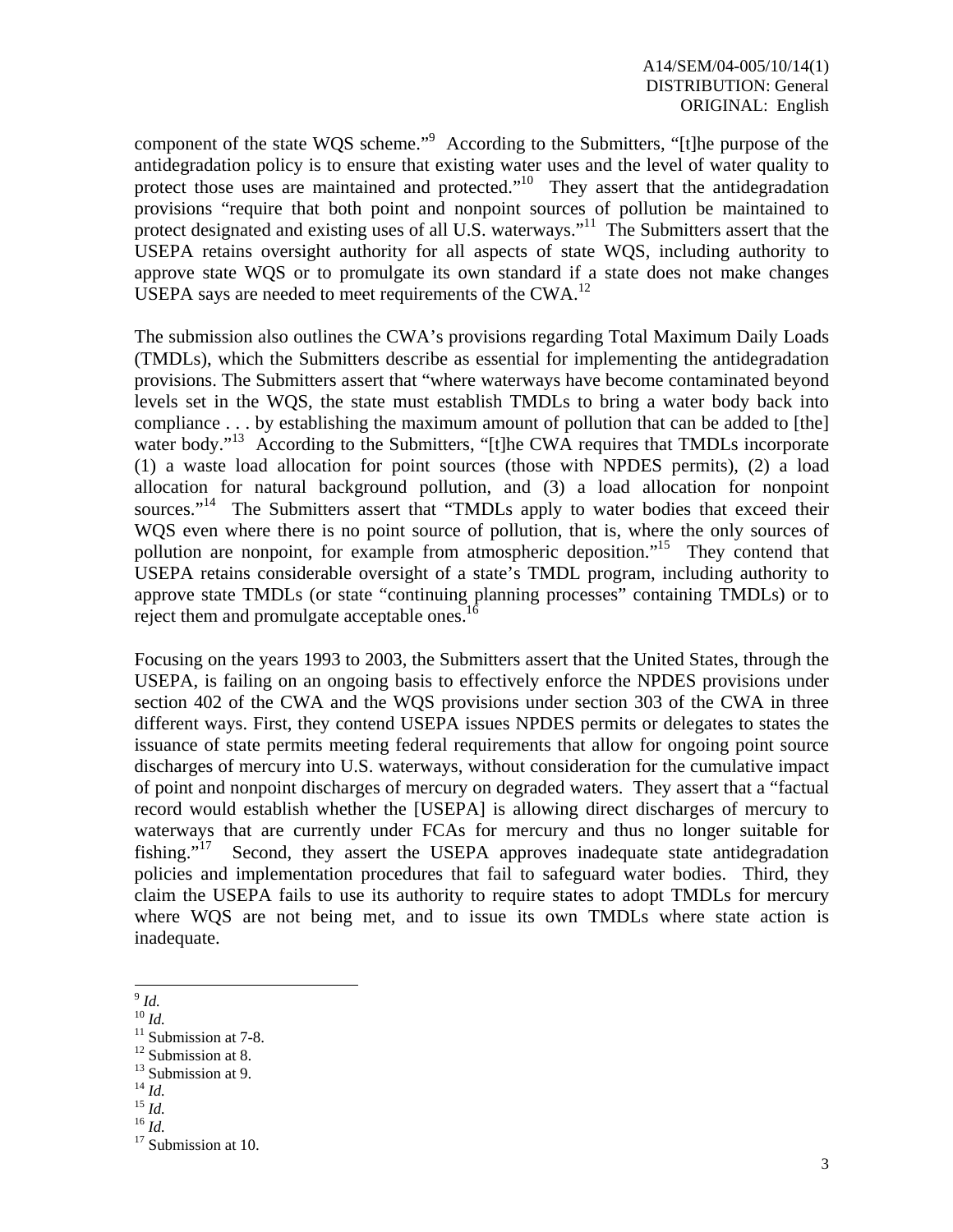component of the state WQS scheme."[9] According to the Submitters, "[t]he purpose of the antidegradation policy is to ensure that existing water uses and the level of water quality to protect those uses are maintained and protected."[10] They assert that the antidegradation provisions "require that both point and nonpoint sources of pollution be maintained to protect designated and existing uses of all U.S. waterways."[11] The Submitters assert that the USEPA retains oversight authority for all aspects of state WQS, including authority to approve state WQS or to promulgate its own standard if a state does not make changes USEPA says are needed to meet requirements of the CWA.[12]

The submission also outlines the CWA's provisions regarding Total Maximum Daily Loads (TMDLs), which the Submitters describe as essential for implementing the antidegradation provisions. The Submitters assert that "where waterways have become contaminated beyond levels set in the WQS, the state must establish TMDLs to bring a water body back into compliance . . . by establishing the maximum amount of pollution that can be added to [the] water body."[13] According to the Submitters, "[t]he CWA requires that TMDLs incorporate (1) a waste load allocation for point sources (those with NPDES permits), (2) a load allocation for natural background pollution, and (3) a load allocation for nonpoint sources."[14] The Submitters assert that "TMDLs apply to water bodies that exceed their WQS even where there is no point source of pollution, that is, where the only sources of pollution are nonpoint, for example from atmospheric deposition."[15] They contend that USEPA retains considerable oversight of a state's TMDL program, including authority to approve state TMDLs (or state "continuing planning processes" containing TMDLs) or to reject them and promulgate acceptable ones.[16]

Focusing on the years 1993 to 2003, the Submitters assert that the United States, through the USEPA, is failing on an ongoing basis to effectively enforce the NPDES provisions under section 402 of the CWA and the WQS provisions under section 303 of the CWA in three different ways. First, they contend USEPA issues NPDES permits or delegates to states the issuance of state permits meeting federal requirements that allow for ongoing point source discharges of mercury into U.S. waterways, without consideration for the cumulative impact of point and nonpoint discharges of mercury on degraded waters. They assert that a "factual record would establish whether the [USEPA] is allowing direct discharges of mercury to waterways that are currently under FCAs for mercury and thus no longer suitable for fishing."[17] Second, they assert the USEPA approves inadequate state antidegradation policies and implementation procedures that fail to safeguard water bodies. Third, they claim the USEPA fails to use its authority to require states to adopt TMDLs for mercury where WQS are not being met, and to issue its own TMDLs where state action is inadequate.

---

[9] *Id.*
[10] *Id.*
[11] Submission at 7-8.
[12] Submission at 8.
[13] Submission at 9.
[14] *Id.*
[15] *Id.*
[16] *Id.*
[17] Submission at 10.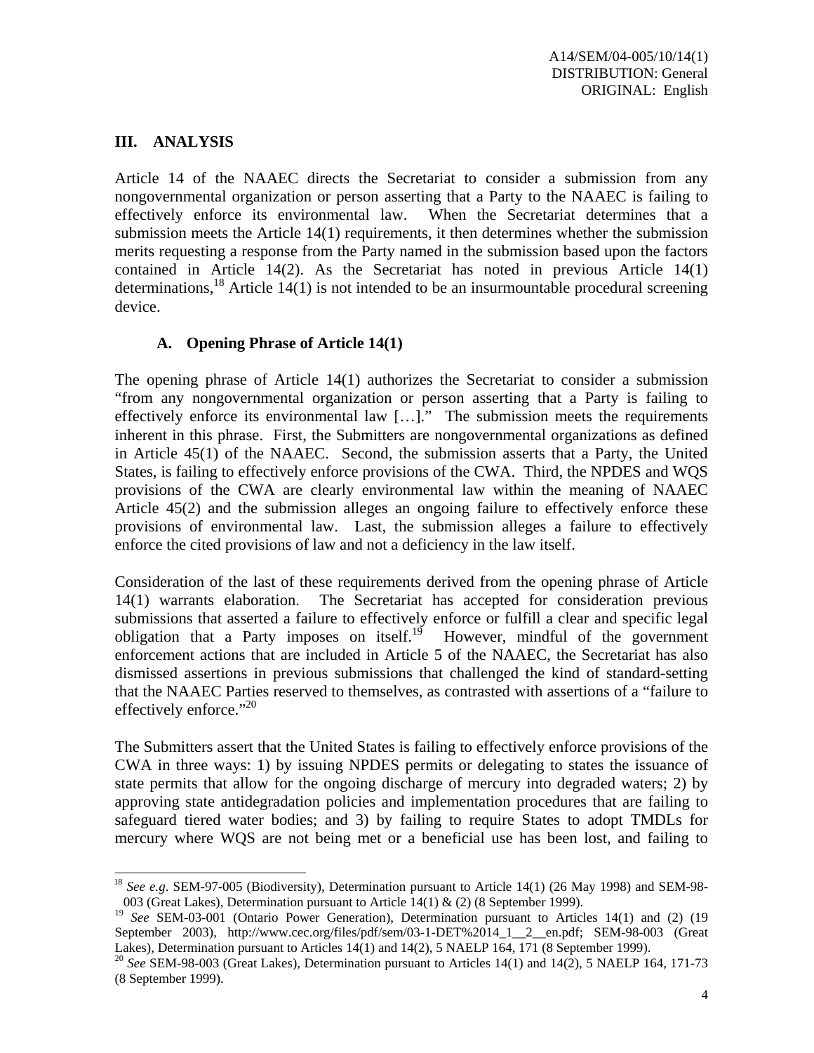## III. ANALYSIS

Article 14 of the NAAEC directs the Secretariat to consider a submission from any nongovernmental organization or person asserting that a Party to the NAAEC is failing to effectively enforce its environmental law. When the Secretariat determines that a submission meets the Article 14(1) requirements, it then determines whether the submission merits requesting a response from the Party named in the submission based upon the factors contained in Article 14(2). As the Secretariat has noted in previous Article 14(1) determinations,[18] Article 14(1) is not intended to be an insurmountable procedural screening device.

### A. Opening Phrase of Article 14(1)

The opening phrase of Article 14(1) authorizes the Secretariat to consider a submission "from any nongovernmental organization or person asserting that a Party is failing to effectively enforce its environmental law […]." The submission meets the requirements inherent in this phrase. First, the Submitters are nongovernmental organizations as defined in Article 45(1) of the NAAEC. Second, the submission asserts that a Party, the United States, is failing to effectively enforce provisions of the CWA. Third, the NPDES and WQS provisions of the CWA are clearly environmental law within the meaning of NAAEC Article 45(2) and the submission alleges an ongoing failure to effectively enforce these provisions of environmental law. Last, the submission alleges a failure to effectively enforce the cited provisions of law and not a deficiency in the law itself.

Consideration of the last of these requirements derived from the opening phrase of Article 14(1) warrants elaboration. The Secretariat has accepted for consideration previous submissions that asserted a failure to effectively enforce or fulfill a clear and specific legal obligation that a Party imposes on itself.[19] However, mindful of the government enforcement actions that are included in Article 5 of the NAAEC, the Secretariat has also dismissed assertions in previous submissions that challenged the kind of standard-setting that the NAAEC Parties reserved to themselves, as contrasted with assertions of a "failure to effectively enforce."[20]

The Submitters assert that the United States is failing to effectively enforce provisions of the CWA in three ways: 1) by issuing NPDES permits or delegating to states the issuance of state permits that allow for the ongoing discharge of mercury into degraded waters; 2) by approving state antidegradation policies and implementation procedures that are failing to safeguard tiered water bodies; and 3) by failing to require States to adopt TMDLs for mercury where WQS are not being met or a beneficial use has been lost, and failing to

---

[18] *See e.g*. SEM-97-005 (Biodiversity), Determination pursuant to Article 14(1) (26 May 1998) and SEM-98-003 (Great Lakes), Determination pursuant to Article 14(1) & (2) (8 September 1999).

[19] *See* SEM-03-001 (Ontario Power Generation), Determination pursuant to Articles 14(1) and (2) (19 September 2003), http://www.cec.org/files/pdf/sem/03-1-DET%2014_1__2__en.pdf; SEM-98-003 (Great Lakes), Determination pursuant to Articles 14(1) and 14(2), 5 NAELP 164, 171 (8 September 1999).

[20] *See* SEM-98-003 (Great Lakes), Determination pursuant to Articles 14(1) and 14(2), 5 NAELP 164, 171-73 (8 September 1999).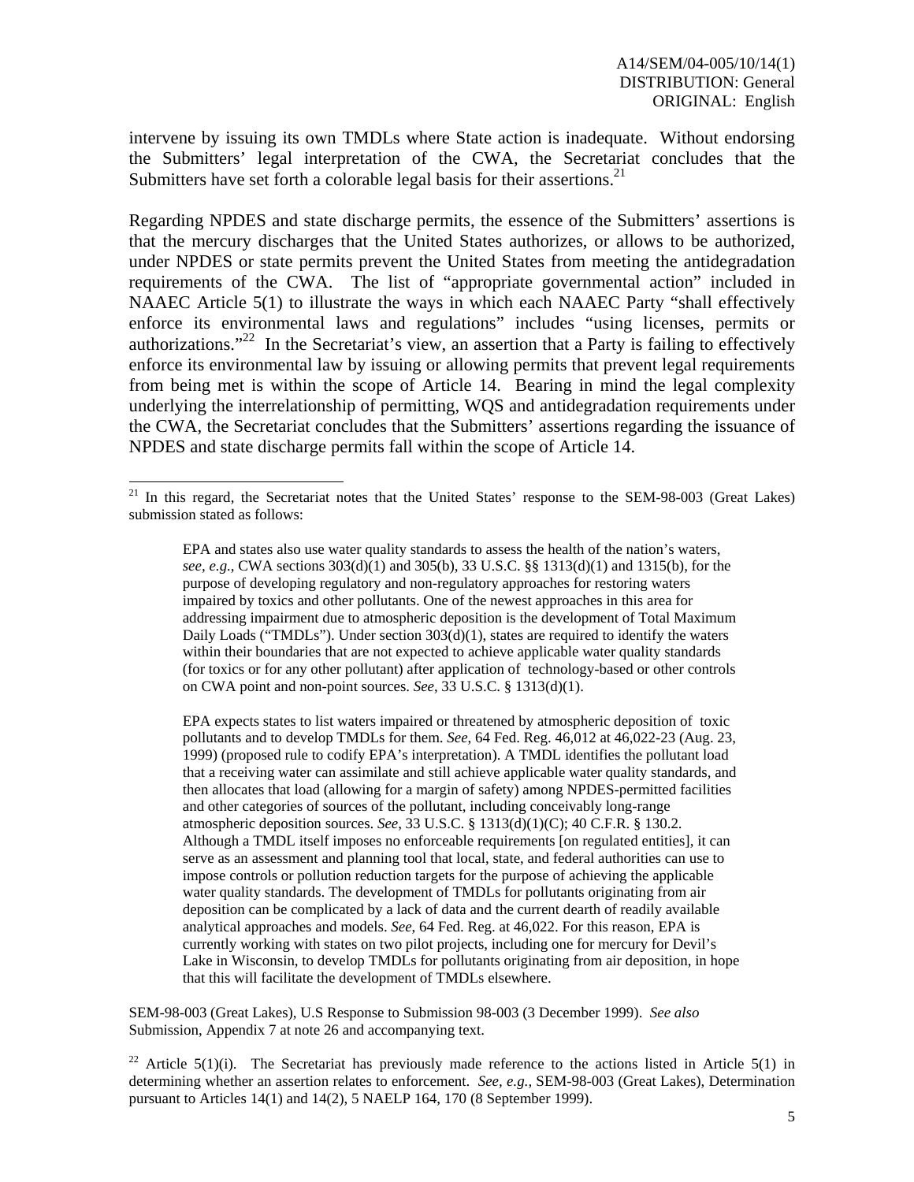intervene by issuing its own TMDLs where State action is inadequate. Without endorsing the Submitters' legal interpretation of the CWA, the Secretariat concludes that the Submitters have set forth a colorable legal basis for their assertions.[21]

Regarding NPDES and state discharge permits, the essence of the Submitters' assertions is that the mercury discharges that the United States authorizes, or allows to be authorized, under NPDES or state permits prevent the United States from meeting the antidegradation requirements of the CWA. The list of "appropriate governmental action" included in NAAEC Article 5(1) to illustrate the ways in which each NAAEC Party "shall effectively enforce its environmental laws and regulations" includes "using licenses, permits or authorizations."[22] In the Secretariat's view, an assertion that a Party is failing to effectively enforce its environmental law by issuing or allowing permits that prevent legal requirements from being met is within the scope of Article 14. Bearing in mind the legal complexity underlying the interrelationship of permitting, WQS and antidegradation requirements under the CWA, the Secretariat concludes that the Submitters' assertions regarding the issuance of NPDES and state discharge permits fall within the scope of Article 14.

---

[21] In this regard, the Secretariat notes that the United States' response to the SEM-98-003 (Great Lakes) submission stated as follows:

> EPA and states also use water quality standards to assess the health of the nation's waters, *see, e.g.*, CWA sections 303(d)(1) and 305(b), 33 U.S.C. §§ 1313(d)(1) and 1315(b), for the purpose of developing regulatory and non-regulatory approaches for restoring waters impaired by toxics and other pollutants. One of the newest approaches in this area for addressing impairment due to atmospheric deposition is the development of Total Maximum Daily Loads ("TMDLs"). Under section 303(d)(1), states are required to identify the waters within their boundaries that are not expected to achieve applicable water quality standards (for toxics or for any other pollutant) after application of technology-based or other controls on CWA point and non-point sources. *See*, 33 U.S.C. § 1313(d)(1).
>
> EPA expects states to list waters impaired or threatened by atmospheric deposition of toxic pollutants and to develop TMDLs for them. *See*, 64 Fed. Reg. 46,012 at 46,022-23 (Aug. 23, 1999) (proposed rule to codify EPA's interpretation). A TMDL identifies the pollutant load that a receiving water can assimilate and still achieve applicable water quality standards, and then allocates that load (allowing for a margin of safety) among NPDES-permitted facilities and other categories of sources of the pollutant, including conceivably long-range atmospheric deposition sources. *See*, 33 U.S.C. § 1313(d)(1)(C); 40 C.F.R. § 130.2. Although a TMDL itself imposes no enforceable requirements [on regulated entities], it can serve as an assessment and planning tool that local, state, and federal authorities can use to impose controls or pollution reduction targets for the purpose of achieving the applicable water quality standards. The development of TMDLs for pollutants originating from air deposition can be complicated by a lack of data and the current dearth of readily available analytical approaches and models. *See*, 64 Fed. Reg. at 46,022. For this reason, EPA is currently working with states on two pilot projects, including one for mercury for Devil's Lake in Wisconsin, to develop TMDLs for pollutants originating from air deposition, in hope that this will facilitate the development of TMDLs elsewhere.

SEM-98-003 (Great Lakes), U.S Response to Submission 98-003 (3 December 1999). *See also* Submission, Appendix 7 at note 26 and accompanying text.

[22] Article 5(1)(i). The Secretariat has previously made reference to the actions listed in Article 5(1) in determining whether an assertion relates to enforcement. *See, e.g.*, SEM-98-003 (Great Lakes), Determination pursuant to Articles 14(1) and 14(2), 5 NAELP 164, 170 (8 September 1999).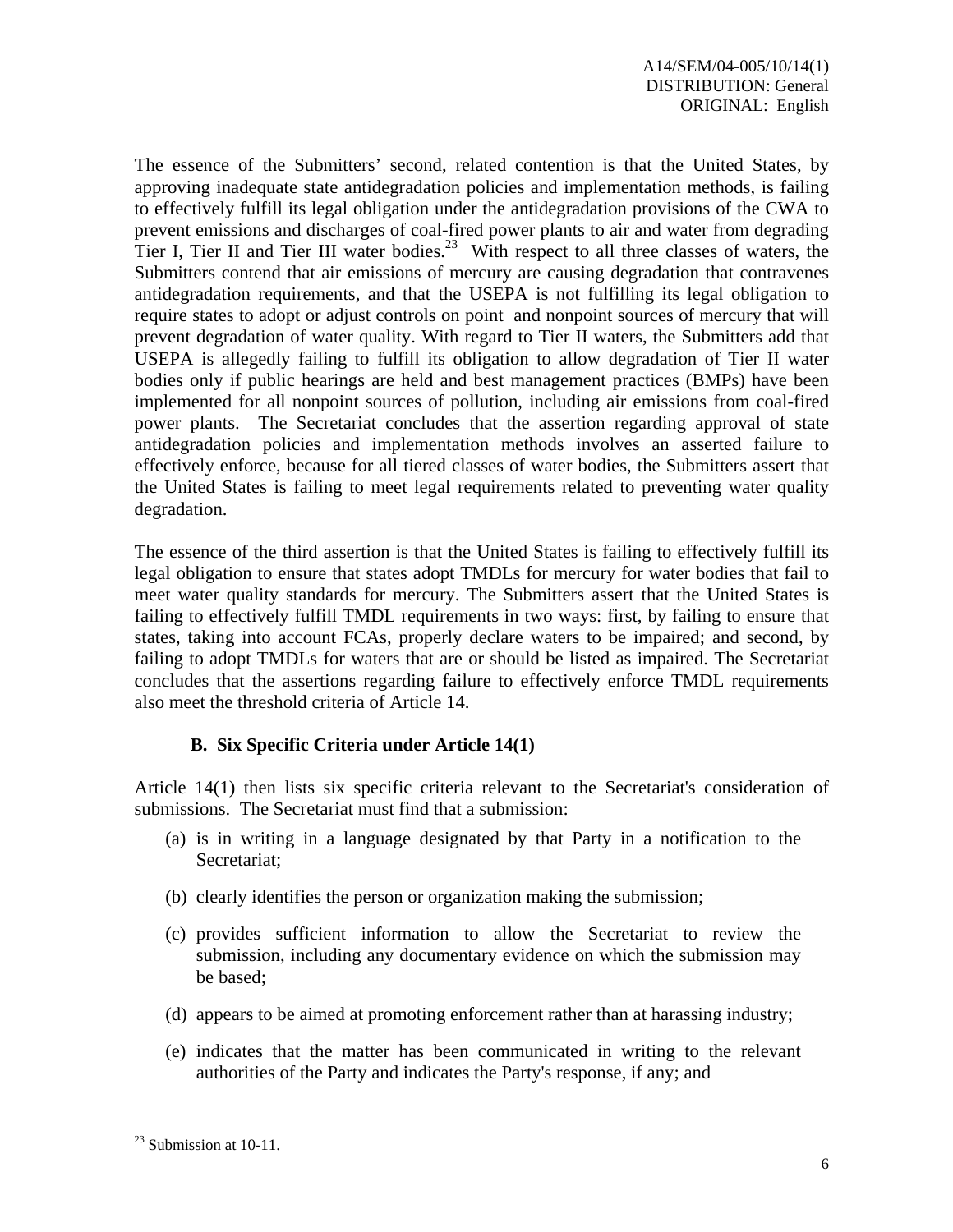The essence of the Submitters' second, related contention is that the United States, by approving inadequate state antidegradation policies and implementation methods, is failing to effectively fulfill its legal obligation under the antidegradation provisions of the CWA to prevent emissions and discharges of coal-fired power plants to air and water from degrading Tier I, Tier II and Tier III water bodies.[23] With respect to all three classes of waters, the Submitters contend that air emissions of mercury are causing degradation that contravenes antidegradation requirements, and that the USEPA is not fulfilling its legal obligation to require states to adopt or adjust controls on point and nonpoint sources of mercury that will prevent degradation of water quality. With regard to Tier II waters, the Submitters add that USEPA is allegedly failing to fulfill its obligation to allow degradation of Tier II water bodies only if public hearings are held and best management practices (BMPs) have been implemented for all nonpoint sources of pollution, including air emissions from coal-fired power plants. The Secretariat concludes that the assertion regarding approval of state antidegradation policies and implementation methods involves an asserted failure to effectively enforce, because for all tiered classes of water bodies, the Submitters assert that the United States is failing to meet legal requirements related to preventing water quality degradation.

The essence of the third assertion is that the United States is failing to effectively fulfill its legal obligation to ensure that states adopt TMDLs for mercury for water bodies that fail to meet water quality standards for mercury. The Submitters assert that the United States is failing to effectively fulfill TMDL requirements in two ways: first, by failing to ensure that states, taking into account FCAs, properly declare waters to be impaired; and second, by failing to adopt TMDLs for waters that are or should be listed as impaired. The Secretariat concludes that the assertions regarding failure to effectively enforce TMDL requirements also meet the threshold criteria of Article 14.

### B. Six Specific Criteria under Article 14(1)

Article 14(1) then lists six specific criteria relevant to the Secretariat's consideration of submissions. The Secretariat must find that a submission:

(a) is in writing in a language designated by that Party in a notification to the Secretariat;

(b) clearly identifies the person or organization making the submission;

(c) provides sufficient information to allow the Secretariat to review the submission, including any documentary evidence on which the submission may be based;

(d) appears to be aimed at promoting enforcement rather than at harassing industry;

(e) indicates that the matter has been communicated in writing to the relevant authorities of the Party and indicates the Party's response, if any; and

---

[23] Submission at 10-11.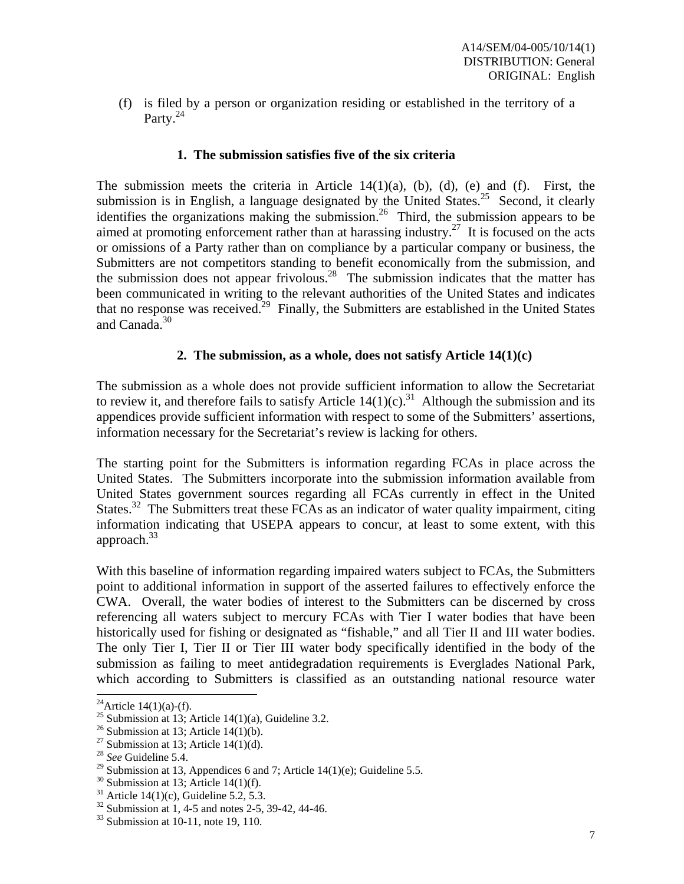(f) is filed by a person or organization residing or established in the territory of a Party.[24]

### 1. The submission satisfies five of the six criteria

The submission meets the criteria in Article 14(1)(a), (b), (d), (e) and (f). First, the submission is in English, a language designated by the United States.[25] Second, it clearly identifies the organizations making the submission.[26] Third, the submission appears to be aimed at promoting enforcement rather than at harassing industry.[27] It is focused on the acts or omissions of a Party rather than on compliance by a particular company or business, the Submitters are not competitors standing to benefit economically from the submission, and the submission does not appear frivolous.[28] The submission indicates that the matter has been communicated in writing to the relevant authorities of the United States and indicates that no response was received.[29] Finally, the Submitters are established in the United States and Canada.[30]

### 2. The submission, as a whole, does not satisfy Article 14(1)(c)

The submission as a whole does not provide sufficient information to allow the Secretariat to review it, and therefore fails to satisfy Article 14(1)(c).[31] Although the submission and its appendices provide sufficient information with respect to some of the Submitters' assertions, information necessary for the Secretariat's review is lacking for others.

The starting point for the Submitters is information regarding FCAs in place across the United States. The Submitters incorporate into the submission information available from United States government sources regarding all FCAs currently in effect in the United States.[32] The Submitters treat these FCAs as an indicator of water quality impairment, citing information indicating that USEPA appears to concur, at least to some extent, with this approach.[33]

With this baseline of information regarding impaired waters subject to FCAs, the Submitters point to additional information in support of the asserted failures to effectively enforce the CWA. Overall, the water bodies of interest to the Submitters can be discerned by cross referencing all waters subject to mercury FCAs with Tier I water bodies that have been historically used for fishing or designated as "fishable," and all Tier II and III water bodies. The only Tier I, Tier II or Tier III water body specifically identified in the body of the submission as failing to meet antidegradation requirements is Everglades National Park, which according to Submitters is classified as an outstanding national resource water

---

[24] Article 14(1)(a)-(f).

[25] Submission at 13; Article 14(1)(a), Guideline 3.2.

[26] Submission at 13; Article 14(1)(b).

[27] Submission at 13; Article 14(1)(d).

[28] *See* Guideline 5.4.

[29] Submission at 13, Appendices 6 and 7; Article 14(1)(e); Guideline 5.5.

[30] Submission at 13; Article 14(1)(f).

[31] Article 14(1)(c), Guideline 5.2, 5.3.

[32] Submission at 1, 4-5 and notes 2-5, 39-42, 44-46.

[33] Submission at 10-11, note 19, 110.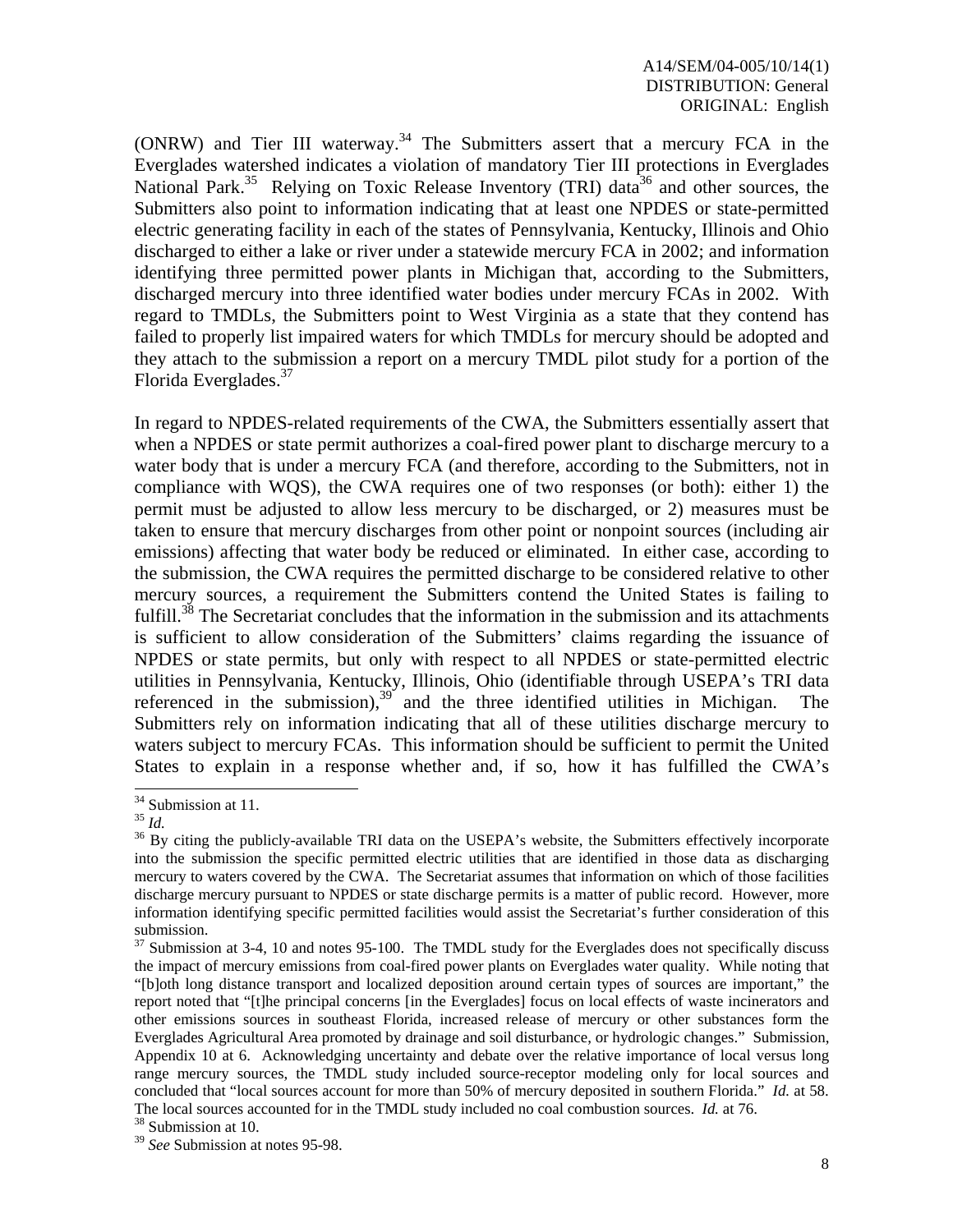(ONRW) and Tier III waterway.[34] The Submitters assert that a mercury FCA in the Everglades watershed indicates a violation of mandatory Tier III protections in Everglades National Park.[35] Relying on Toxic Release Inventory (TRI) data[36] and other sources, the Submitters also point to information indicating that at least one NPDES or state-permitted electric generating facility in each of the states of Pennsylvania, Kentucky, Illinois and Ohio discharged to either a lake or river under a statewide mercury FCA in 2002; and information identifying three permitted power plants in Michigan that, according to the Submitters, discharged mercury into three identified water bodies under mercury FCAs in 2002. With regard to TMDLs, the Submitters point to West Virginia as a state that they contend has failed to properly list impaired waters for which TMDLs for mercury should be adopted and they attach to the submission a report on a mercury TMDL pilot study for a portion of the Florida Everglades.[37]

In regard to NPDES-related requirements of the CWA, the Submitters essentially assert that when a NPDES or state permit authorizes a coal-fired power plant to discharge mercury to a water body that is under a mercury FCA (and therefore, according to the Submitters, not in compliance with WQS), the CWA requires one of two responses (or both): either 1) the permit must be adjusted to allow less mercury to be discharged, or 2) measures must be taken to ensure that mercury discharges from other point or nonpoint sources (including air emissions) affecting that water body be reduced or eliminated. In either case, according to the submission, the CWA requires the permitted discharge to be considered relative to other mercury sources, a requirement the Submitters contend the United States is failing to fulfill.[38] The Secretariat concludes that the information in the submission and its attachments is sufficient to allow consideration of the Submitters' claims regarding the issuance of NPDES or state permits, but only with respect to all NPDES or state-permitted electric utilities in Pennsylvania, Kentucky, Illinois, Ohio (identifiable through USEPA's TRI data referenced in the submission),[39] and the three identified utilities in Michigan. The Submitters rely on information indicating that all of these utilities discharge mercury to waters subject to mercury FCAs. This information should be sufficient to permit the United States to explain in a response whether and, if so, how it has fulfilled the CWA's

---

[34] Submission at 11.

[35] *Id.*

[36] By citing the publicly-available TRI data on the USEPA's website, the Submitters effectively incorporate into the submission the specific permitted electric utilities that are identified in those data as discharging mercury to waters covered by the CWA. The Secretariat assumes that information on which of those facilities discharge mercury pursuant to NPDES or state discharge permits is a matter of public record. However, more information identifying specific permitted facilities would assist the Secretariat's further consideration of this submission.

[37] Submission at 3-4, 10 and notes 95-100. The TMDL study for the Everglades does not specifically discuss the impact of mercury emissions from coal-fired power plants on Everglades water quality. While noting that "[b]oth long distance transport and localized deposition around certain types of sources are important," the report noted that "[t]he principal concerns [in the Everglades] focus on local effects of waste incinerators and other emissions sources in southeast Florida, increased release of mercury or other substances form the Everglades Agricultural Area promoted by drainage and soil disturbance, or hydrologic changes." Submission, Appendix 10 at 6. Acknowledging uncertainty and debate over the relative importance of local versus long range mercury sources, the TMDL study included source-receptor modeling only for local sources and concluded that "local sources account for more than 50% of mercury deposited in southern Florida." *Id.* at 58. The local sources accounted for in the TMDL study included no coal combustion sources. *Id.* at 76.

[38] Submission at 10.

[39] *See* Submission at notes 95-98.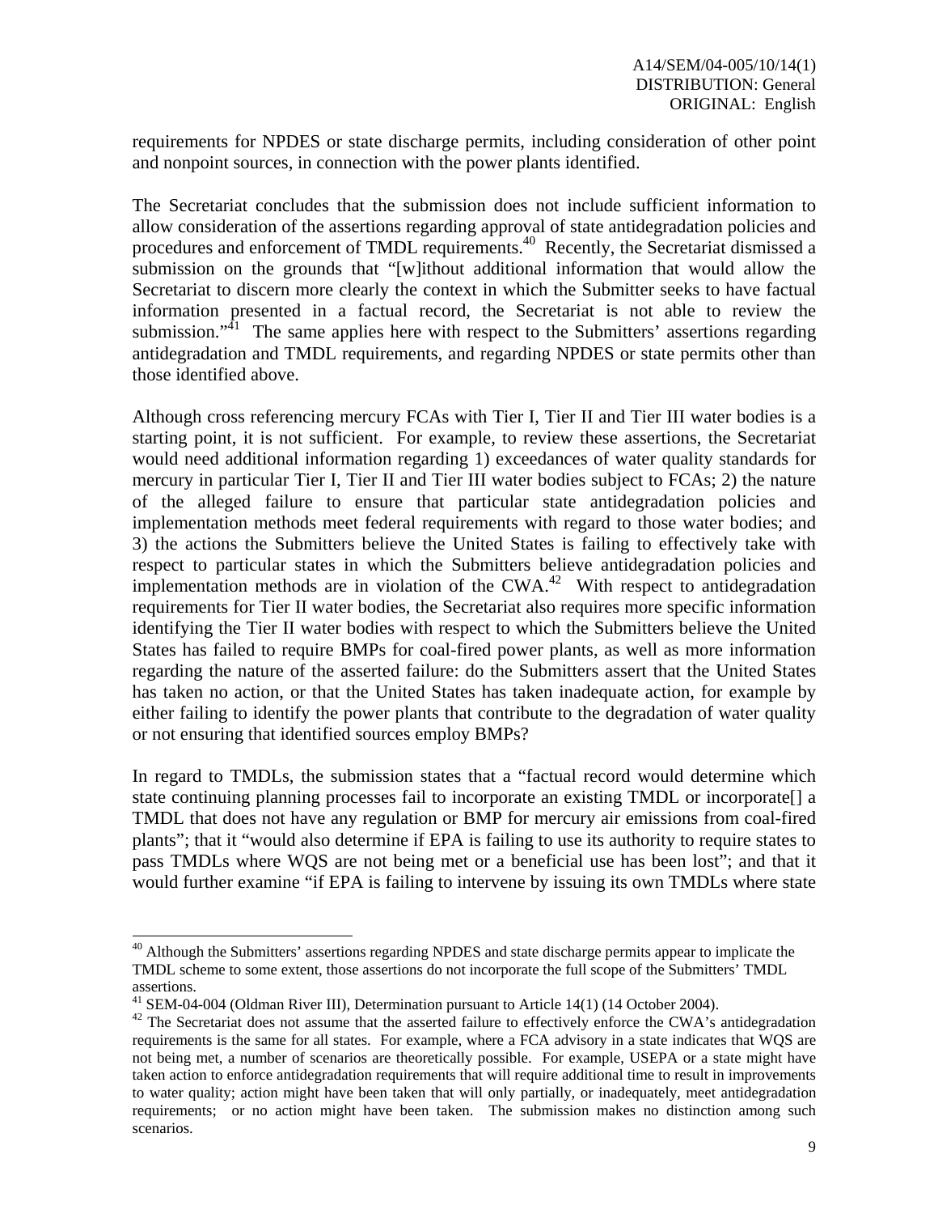requirements for NPDES or state discharge permits, including consideration of other point and nonpoint sources, in connection with the power plants identified.

The Secretariat concludes that the submission does not include sufficient information to allow consideration of the assertions regarding approval of state antidegradation policies and procedures and enforcement of TMDL requirements.[40] Recently, the Secretariat dismissed a submission on the grounds that "[w]ithout additional information that would allow the Secretariat to discern more clearly the context in which the Submitter seeks to have factual information presented in a factual record, the Secretariat is not able to review the submission."[41] The same applies here with respect to the Submitters' assertions regarding antidegradation and TMDL requirements, and regarding NPDES or state permits other than those identified above.

Although cross referencing mercury FCAs with Tier I, Tier II and Tier III water bodies is a starting point, it is not sufficient. For example, to review these assertions, the Secretariat would need additional information regarding 1) exceedances of water quality standards for mercury in particular Tier I, Tier II and Tier III water bodies subject to FCAs; 2) the nature of the alleged failure to ensure that particular state antidegradation policies and implementation methods meet federal requirements with regard to those water bodies; and 3) the actions the Submitters believe the United States is failing to effectively take with respect to particular states in which the Submitters believe antidegradation policies and implementation methods are in violation of the CWA.[42] With respect to antidegradation requirements for Tier II water bodies, the Secretariat also requires more specific information identifying the Tier II water bodies with respect to which the Submitters believe the United States has failed to require BMPs for coal-fired power plants, as well as more information regarding the nature of the asserted failure: do the Submitters assert that the United States has taken no action, or that the United States has taken inadequate action, for example by either failing to identify the power plants that contribute to the degradation of water quality or not ensuring that identified sources employ BMPs?

In regard to TMDLs, the submission states that a "factual record would determine which state continuing planning processes fail to incorporate an existing TMDL or incorporate[] a TMDL that does not have any regulation or BMP for mercury air emissions from coal-fired plants"; that it "would also determine if EPA is failing to use its authority to require states to pass TMDLs where WQS are not being met or a beneficial use has been lost"; and that it would further examine "if EPA is failing to intervene by issuing its own TMDLs where state

---

[40] Although the Submitters' assertions regarding NPDES and state discharge permits appear to implicate the TMDL scheme to some extent, those assertions do not incorporate the full scope of the Submitters' TMDL assertions.

[41] SEM-04-004 (Oldman River III), Determination pursuant to Article 14(1) (14 October 2004).

[42] The Secretariat does not assume that the asserted failure to effectively enforce the CWA's antidegradation requirements is the same for all states. For example, where a FCA advisory in a state indicates that WQS are not being met, a number of scenarios are theoretically possible. For example, USEPA or a state might have taken action to enforce antidegradation requirements that will require additional time to result in improvements to water quality; action might have been taken that will only partially, or inadequately, meet antidegradation requirements; or no action might have been taken. The submission makes no distinction among such scenarios.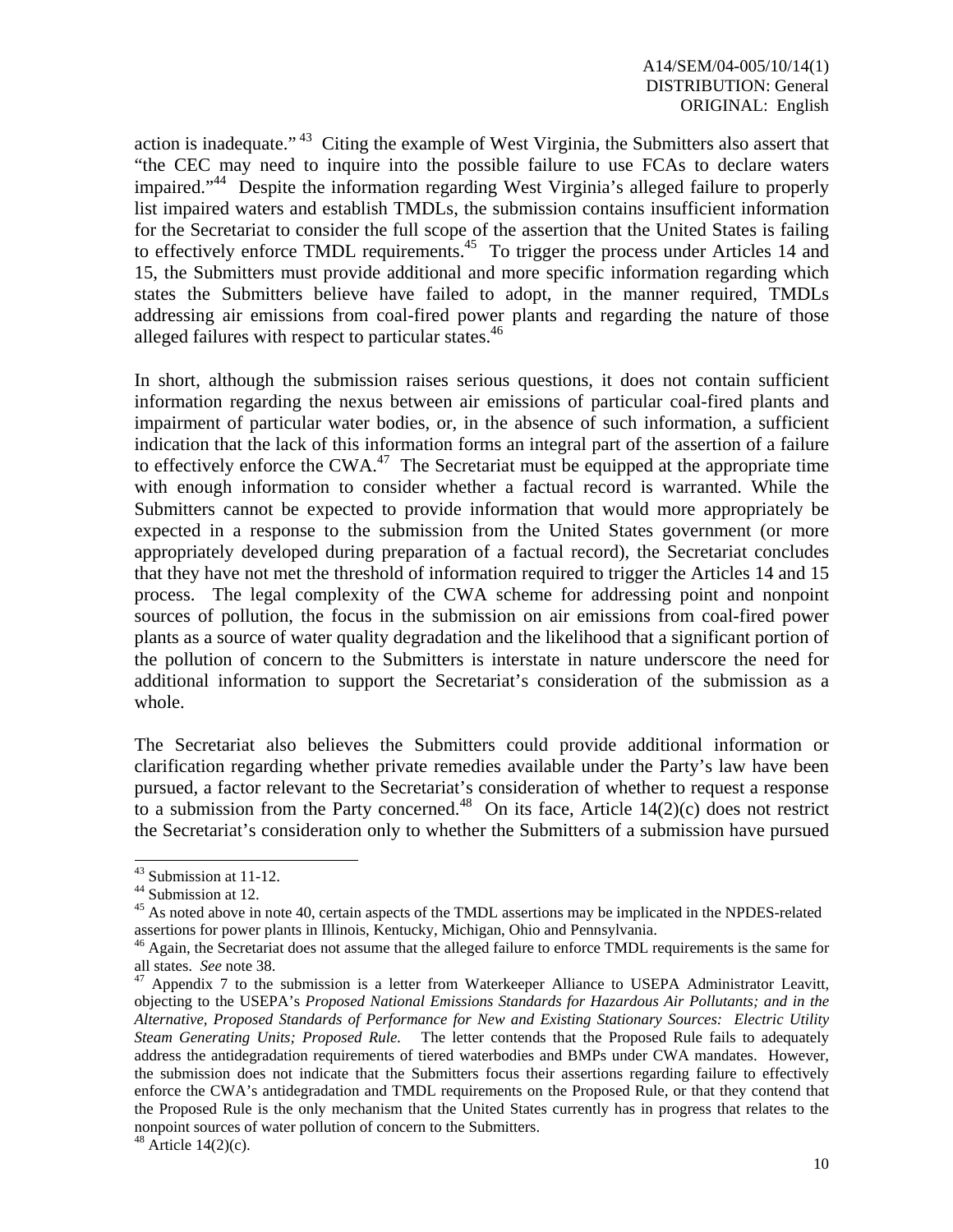action is inadequate."[43] Citing the example of West Virginia, the Submitters also assert that "the CEC may need to inquire into the possible failure to use FCAs to declare waters impaired."[44] Despite the information regarding West Virginia's alleged failure to properly list impaired waters and establish TMDLs, the submission contains insufficient information for the Secretariat to consider the full scope of the assertion that the United States is failing to effectively enforce TMDL requirements.[45] To trigger the process under Articles 14 and 15, the Submitters must provide additional and more specific information regarding which states the Submitters believe have failed to adopt, in the manner required, TMDLs addressing air emissions from coal-fired power plants and regarding the nature of those alleged failures with respect to particular states.[46]

In short, although the submission raises serious questions, it does not contain sufficient information regarding the nexus between air emissions of particular coal-fired plants and impairment of particular water bodies, or, in the absence of such information, a sufficient indication that the lack of this information forms an integral part of the assertion of a failure to effectively enforce the CWA.[47] The Secretariat must be equipped at the appropriate time with enough information to consider whether a factual record is warranted. While the Submitters cannot be expected to provide information that would more appropriately be expected in a response to the submission from the United States government (or more appropriately developed during preparation of a factual record), the Secretariat concludes that they have not met the threshold of information required to trigger the Articles 14 and 15 process. The legal complexity of the CWA scheme for addressing point and nonpoint sources of pollution, the focus in the submission on air emissions from coal-fired power plants as a source of water quality degradation and the likelihood that a significant portion of the pollution of concern to the Submitters is interstate in nature underscore the need for additional information to support the Secretariat's consideration of the submission as a whole.

The Secretariat also believes the Submitters could provide additional information or clarification regarding whether private remedies available under the Party's law have been pursued, a factor relevant to the Secretariat's consideration of whether to request a response to a submission from the Party concerned.[48] On its face, Article 14(2)(c) does not restrict the Secretariat's consideration only to whether the Submitters of a submission have pursued

---

[43] Submission at 11-12.

[44] Submission at 12.

[45] As noted above in note 40, certain aspects of the TMDL assertions may be implicated in the NPDES-related assertions for power plants in Illinois, Kentucky, Michigan, Ohio and Pennsylvania.

[46] Again, the Secretariat does not assume that the alleged failure to enforce TMDL requirements is the same for all states. *See* note 38.

[47] Appendix 7 to the submission is a letter from Waterkeeper Alliance to USEPA Administrator Leavitt, objecting to the USEPA's *Proposed National Emissions Standards for Hazardous Air Pollutants; and in the Alternative, Proposed Standards of Performance for New and Existing Stationary Sources: Electric Utility Steam Generating Units; Proposed Rule.* The letter contends that the Proposed Rule fails to adequately address the antidegradation requirements of tiered waterbodies and BMPs under CWA mandates. However, the submission does not indicate that the Submitters focus their assertions regarding failure to effectively enforce the CWA's antidegradation and TMDL requirements on the Proposed Rule, or that they contend that the Proposed Rule is the only mechanism that the United States currently has in progress that relates to the nonpoint sources of water pollution of concern to the Submitters.

[48] Article 14(2)(c).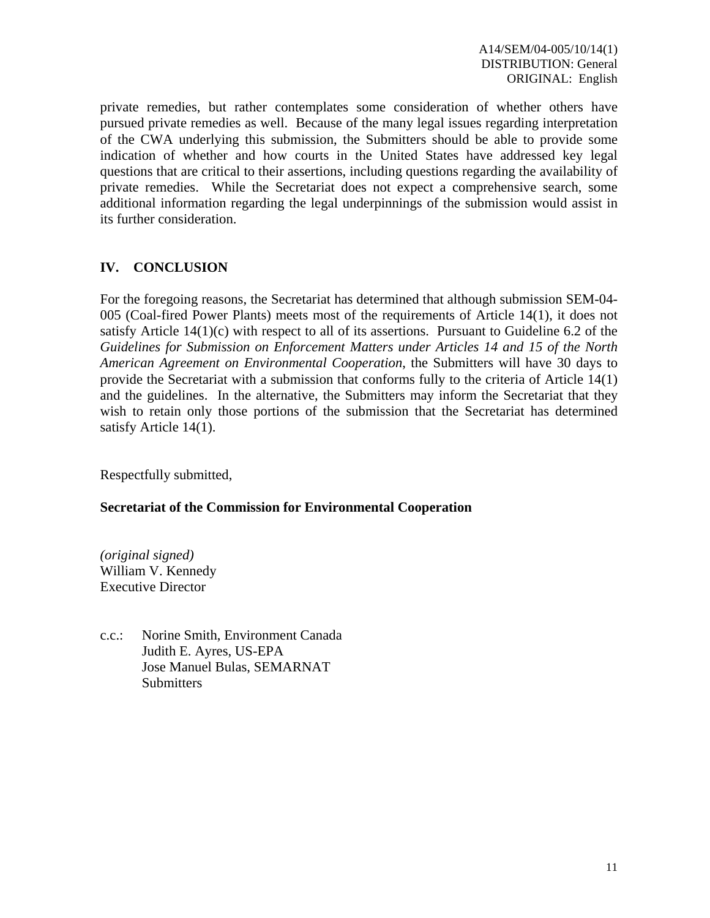private remedies, but rather contemplates some consideration of whether others have pursued private remedies as well. Because of the many legal issues regarding interpretation of the CWA underlying this submission, the Submitters should be able to provide some indication of whether and how courts in the United States have addressed key legal questions that are critical to their assertions, including questions regarding the availability of private remedies. While the Secretariat does not expect a comprehensive search, some additional information regarding the legal underpinnings of the submission would assist in its further consideration.

## IV. CONCLUSION

For the foregoing reasons, the Secretariat has determined that although submission SEM-04-005 (Coal-fired Power Plants) meets most of the requirements of Article 14(1), it does not satisfy Article 14(1)(c) with respect to all of its assertions. Pursuant to Guideline 6.2 of the *Guidelines for Submission on Enforcement Matters under Articles 14 and 15 of the North American Agreement on Environmental Cooperation*, the Submitters will have 30 days to provide the Secretariat with a submission that conforms fully to the criteria of Article 14(1) and the guidelines. In the alternative, the Submitters may inform the Secretariat that they wish to retain only those portions of the submission that the Secretariat has determined satisfy Article 14(1).

Respectfully submitted,

**Secretariat of the Commission for Environmental Cooperation**

*(original signed)*
William V. Kennedy
Executive Director

c.c.: Norine Smith, Environment Canada
Judith E. Ayres, US-EPA
Jose Manuel Bulas, SEMARNAT
Submitters